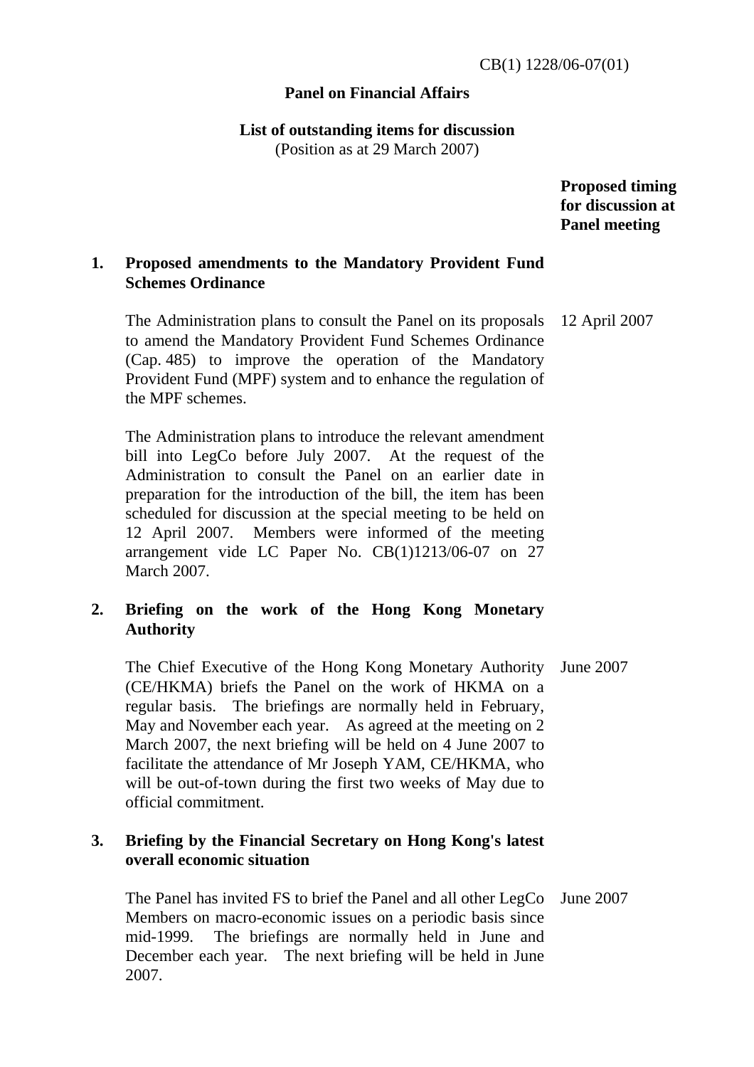CB(1) 1228/06-07(01)

**Panel on Financial Affairs**

**List of outstanding items for discussion**
(Position as at 29 March 2007)

| | Proposed timing for discussion at Panel meeting |
|---|---|
| **1. Proposed amendments to the Mandatory Provident Fund Schemes Ordinance** | |
| The Administration plans to consult the Panel on its proposals to amend the Mandatory Provident Fund Schemes Ordinance (Cap. 485) to improve the operation of the Mandatory Provident Fund (MPF) system and to enhance the regulation of the MPF schemes. | 12 April 2007 |
| The Administration plans to introduce the relevant amendment bill into LegCo before July 2007. At the request of the Administration to consult the Panel on an earlier date in preparation for the introduction of the bill, the item has been scheduled for discussion at the special meeting to be held on 12 April 2007. Members were informed of the meeting arrangement vide LC Paper No. CB(1)1213/06-07 on 27 March 2007. | |
| **2. Briefing on the work of the Hong Kong Monetary Authority** | |
| The Chief Executive of the Hong Kong Monetary Authority (CE/HKMA) briefs the Panel on the work of HKMA on a regular basis. The briefings are normally held in February, May and November each year. As agreed at the meeting on 2 March 2007, the next briefing will be held on 4 June 2007 to facilitate the attendance of Mr Joseph YAM, CE/HKMA, who will be out-of-town during the first two weeks of May due to official commitment. | June 2007 |
| **3. Briefing by the Financial Secretary on Hong Kong's latest overall economic situation** | |
| The Panel has invited FS to brief the Panel and all other LegCo Members on macro-economic issues on a periodic basis since mid-1999. The briefings are normally held in June and December each year. The next briefing will be held in June 2007. | June 2007 |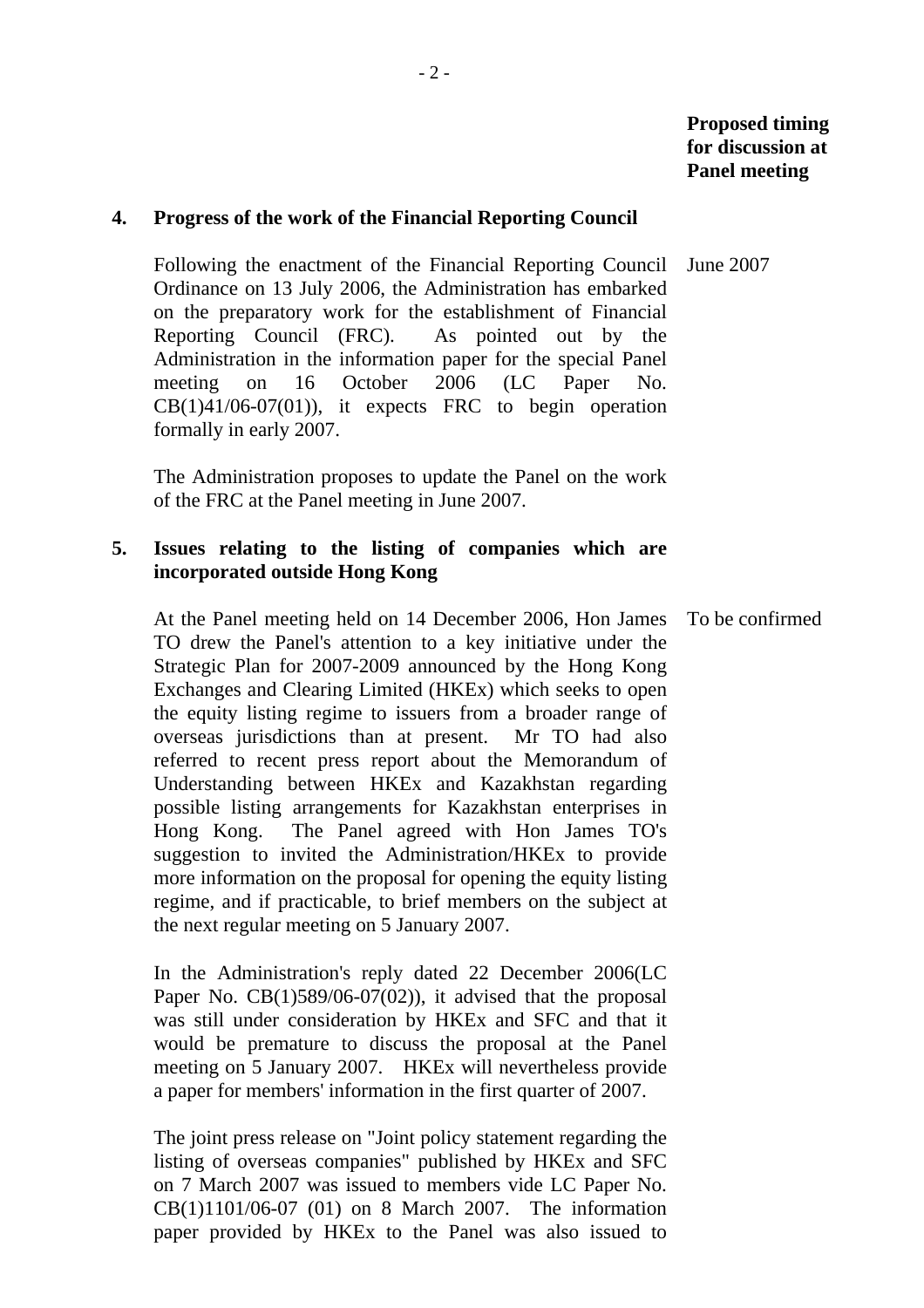**Proposed timing for discussion at Panel meeting**

**4. Progress of the work of the Financial Reporting Council**

Following the enactment of the Financial Reporting Council Ordinance on 13 July 2006, the Administration has embarked on the preparatory work for the establishment of Financial Reporting Council (FRC). As pointed out by the Administration in the information paper for the special Panel meeting on 16 October 2006 (LC Paper No. CB(1)41/06-07(01)), it expects FRC to begin operation formally in early 2007.

*Proposed timing:* June 2007

The Administration proposes to update the Panel on the work of the FRC at the Panel meeting in June 2007.

**5. Issues relating to the listing of companies which are incorporated outside Hong Kong**

At the Panel meeting held on 14 December 2006, Hon James TO drew the Panel's attention to a key initiative under the Strategic Plan for 2007-2009 announced by the Hong Kong Exchanges and Clearing Limited (HKEx) which seeks to open the equity listing regime to issuers from a broader range of overseas jurisdictions than at present. Mr TO had also referred to recent press report about the Memorandum of Understanding between HKEx and Kazakhstan regarding possible listing arrangements for Kazakhstan enterprises in Hong Kong. The Panel agreed with Hon James TO's suggestion to invited the Administration/HKEx to provide more information on the proposal for opening the equity listing regime, and if practicable, to brief members on the subject at the next regular meeting on 5 January 2007.

*Proposed timing:* To be confirmed

In the Administration's reply dated 22 December 2006(LC Paper No. CB(1)589/06-07(02)), it advised that the proposal was still under consideration by HKEx and SFC and that it would be premature to discuss the proposal at the Panel meeting on 5 January 2007. HKEx will nevertheless provide a paper for members' information in the first quarter of 2007.

The joint press release on "Joint policy statement regarding the listing of overseas companies" published by HKEx and SFC on 7 March 2007 was issued to members vide LC Paper No. CB(1)1101/06-07 (01) on 8 March 2007. The information paper provided by HKEx to the Panel was also issued to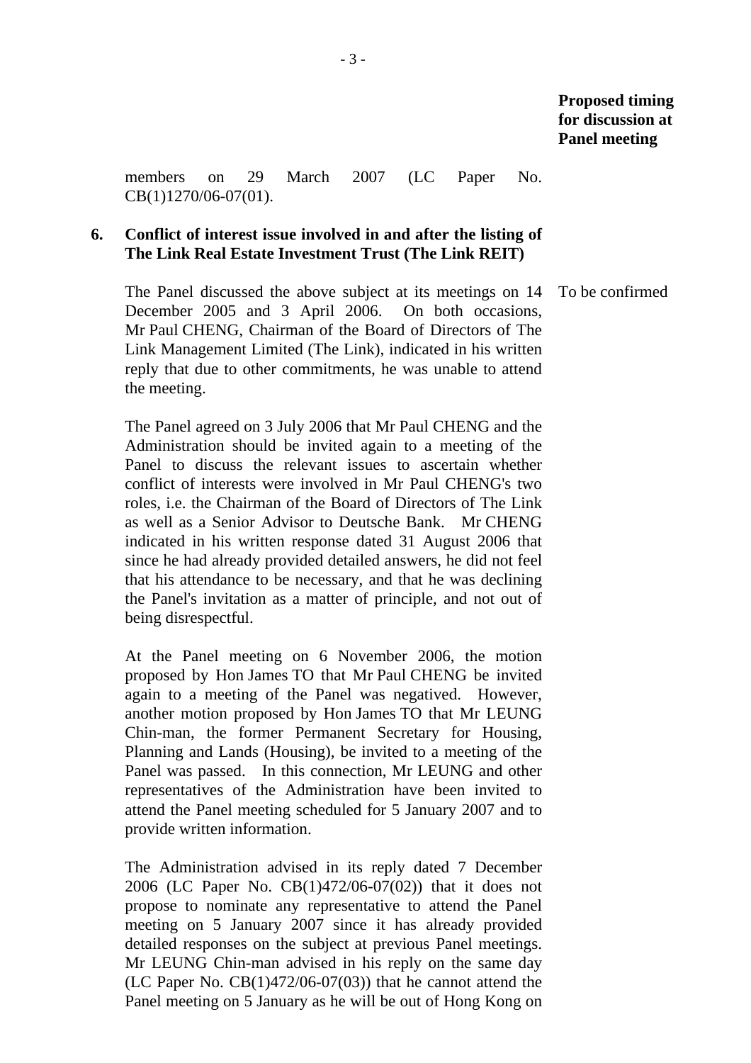**Proposed timing for discussion at Panel meeting**

members on 29 March 2007 (LC Paper No. CB(1)1270/06-07(01).

**6. Conflict of interest issue involved in and after the listing of The Link Real Estate Investment Trust (The Link REIT)**

The Panel discussed the above subject at its meetings on 14 December 2005 and 3 April 2006. On both occasions, Mr Paul CHENG, Chairman of the Board of Directors of The Link Management Limited (The Link), indicated in his written reply that due to other commitments, he was unable to attend the meeting. — To be confirmed

The Panel agreed on 3 July 2006 that Mr Paul CHENG and the Administration should be invited again to a meeting of the Panel to discuss the relevant issues to ascertain whether conflict of interests were involved in Mr Paul CHENG's two roles, i.e. the Chairman of the Board of Directors of The Link as well as a Senior Advisor to Deutsche Bank. Mr CHENG indicated in his written response dated 31 August 2006 that since he had already provided detailed answers, he did not feel that his attendance to be necessary, and that he was declining the Panel's invitation as a matter of principle, and not out of being disrespectful.

At the Panel meeting on 6 November 2006, the motion proposed by Hon James TO that Mr Paul CHENG be invited again to a meeting of the Panel was negatived. However, another motion proposed by Hon James TO that Mr LEUNG Chin-man, the former Permanent Secretary for Housing, Planning and Lands (Housing), be invited to a meeting of the Panel was passed. In this connection, Mr LEUNG and other representatives of the Administration have been invited to attend the Panel meeting scheduled for 5 January 2007 and to provide written information.

The Administration advised in its reply dated 7 December 2006 (LC Paper No. CB(1)472/06-07(02)) that it does not propose to nominate any representative to attend the Panel meeting on 5 January 2007 since it has already provided detailed responses on the subject at previous Panel meetings. Mr LEUNG Chin-man advised in his reply on the same day (LC Paper No. CB(1)472/06-07(03)) that he cannot attend the Panel meeting on 5 January as he will be out of Hong Kong on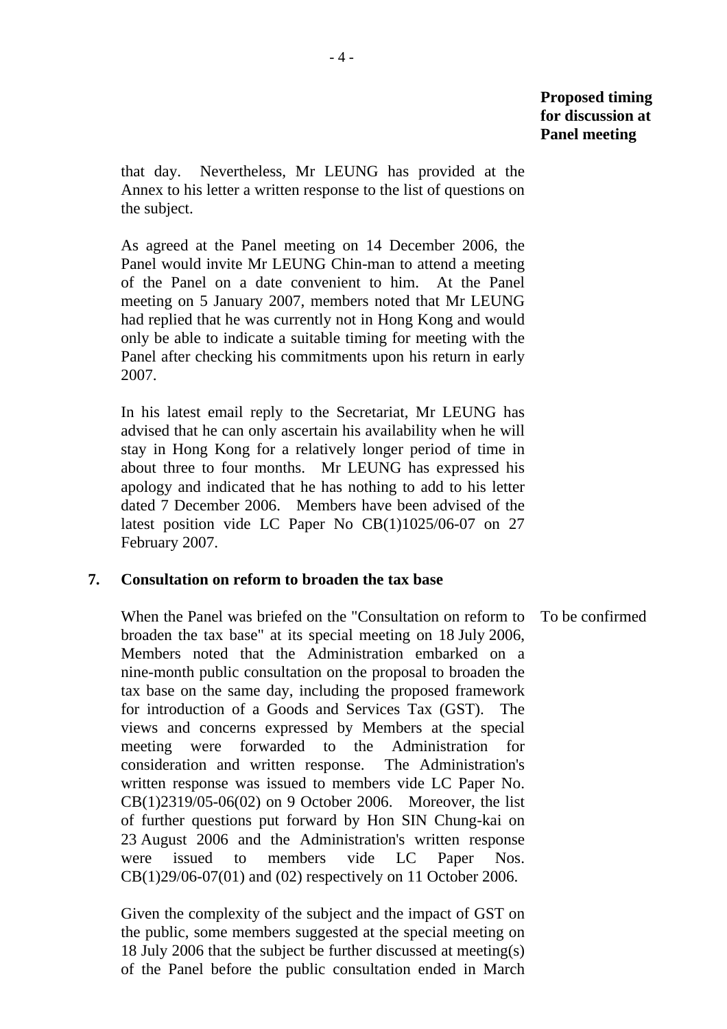**Proposed timing for discussion at Panel meeting**

that day. Nevertheless, Mr LEUNG has provided at the Annex to his letter a written response to the list of questions on the subject.

As agreed at the Panel meeting on 14 December 2006, the Panel would invite Mr LEUNG Chin-man to attend a meeting of the Panel on a date convenient to him. At the Panel meeting on 5 January 2007, members noted that Mr LEUNG had replied that he was currently not in Hong Kong and would only be able to indicate a suitable timing for meeting with the Panel after checking his commitments upon his return in early 2007.

In his latest email reply to the Secretariat, Mr LEUNG has advised that he can only ascertain his availability when he will stay in Hong Kong for a relatively longer period of time in about three to four months. Mr LEUNG has expressed his apology and indicated that he has nothing to add to his letter dated 7 December 2006. Members have been advised of the latest position vide LC Paper No CB(1)1025/06-07 on 27 February 2007.

**7. Consultation on reform to broaden the tax base**

When the Panel was briefed on the "Consultation on reform to broaden the tax base" at its special meeting on 18 July 2006, Members noted that the Administration embarked on a nine-month public consultation on the proposal to broaden the tax base on the same day, including the proposed framework for introduction of a Goods and Services Tax (GST). The views and concerns expressed by Members at the special meeting were forwarded to the Administration for consideration and written response. The Administration's written response was issued to members vide LC Paper No. CB(1)2319/05-06(02) on 9 October 2006. Moreover, the list of further questions put forward by Hon SIN Chung-kai on 23 August 2006 and the Administration's written response were issued to members vide LC Paper Nos. CB(1)29/06-07(01) and (02) respectively on 11 October 2006.

*Proposed timing:* To be confirmed

Given the complexity of the subject and the impact of GST on the public, some members suggested at the special meeting on 18 July 2006 that the subject be further discussed at meeting(s) of the Panel before the public consultation ended in March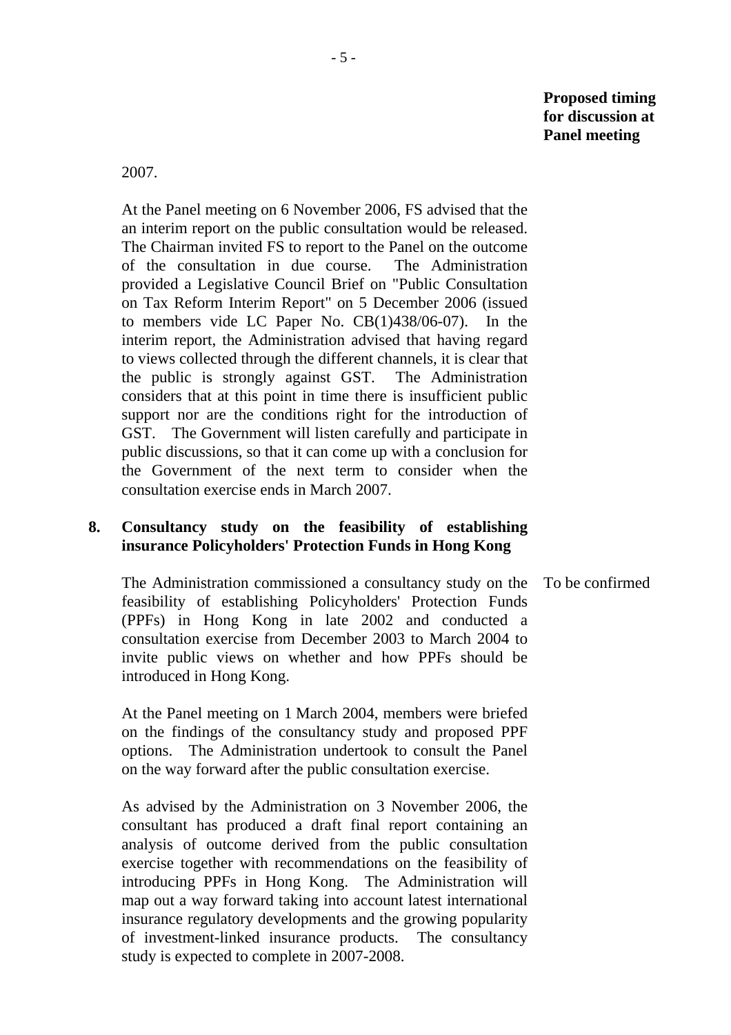**Proposed timing for discussion at Panel meeting**

2007.

At the Panel meeting on 6 November 2006, FS advised that the an interim report on the public consultation would be released. The Chairman invited FS to report to the Panel on the outcome of the consultation in due course. The Administration provided a Legislative Council Brief on "Public Consultation on Tax Reform Interim Report" on 5 December 2006 (issued to members vide LC Paper No. CB(1)438/06-07). In the interim report, the Administration advised that having regard to views collected through the different channels, it is clear that the public is strongly against GST. The Administration considers that at this point in time there is insufficient public support nor are the conditions right for the introduction of GST. The Government will listen carefully and participate in public discussions, so that it can come up with a conclusion for the Government of the next term to consider when the consultation exercise ends in March 2007.

**8. Consultancy study on the feasibility of establishing insurance Policyholders' Protection Funds in Hong Kong**

The Administration commissioned a consultancy study on the feasibility of establishing Policyholders' Protection Funds (PPFs) in Hong Kong in late 2002 and conducted a consultation exercise from December 2003 to March 2004 to invite public views on whether and how PPFs should be introduced in Hong Kong.

To be confirmed

At the Panel meeting on 1 March 2004, members were briefed on the findings of the consultancy study and proposed PPF options. The Administration undertook to consult the Panel on the way forward after the public consultation exercise.

As advised by the Administration on 3 November 2006, the consultant has produced a draft final report containing an analysis of outcome derived from the public consultation exercise together with recommendations on the feasibility of introducing PPFs in Hong Kong. The Administration will map out a way forward taking into account latest international insurance regulatory developments and the growing popularity of investment-linked insurance products. The consultancy study is expected to complete in 2007-2008.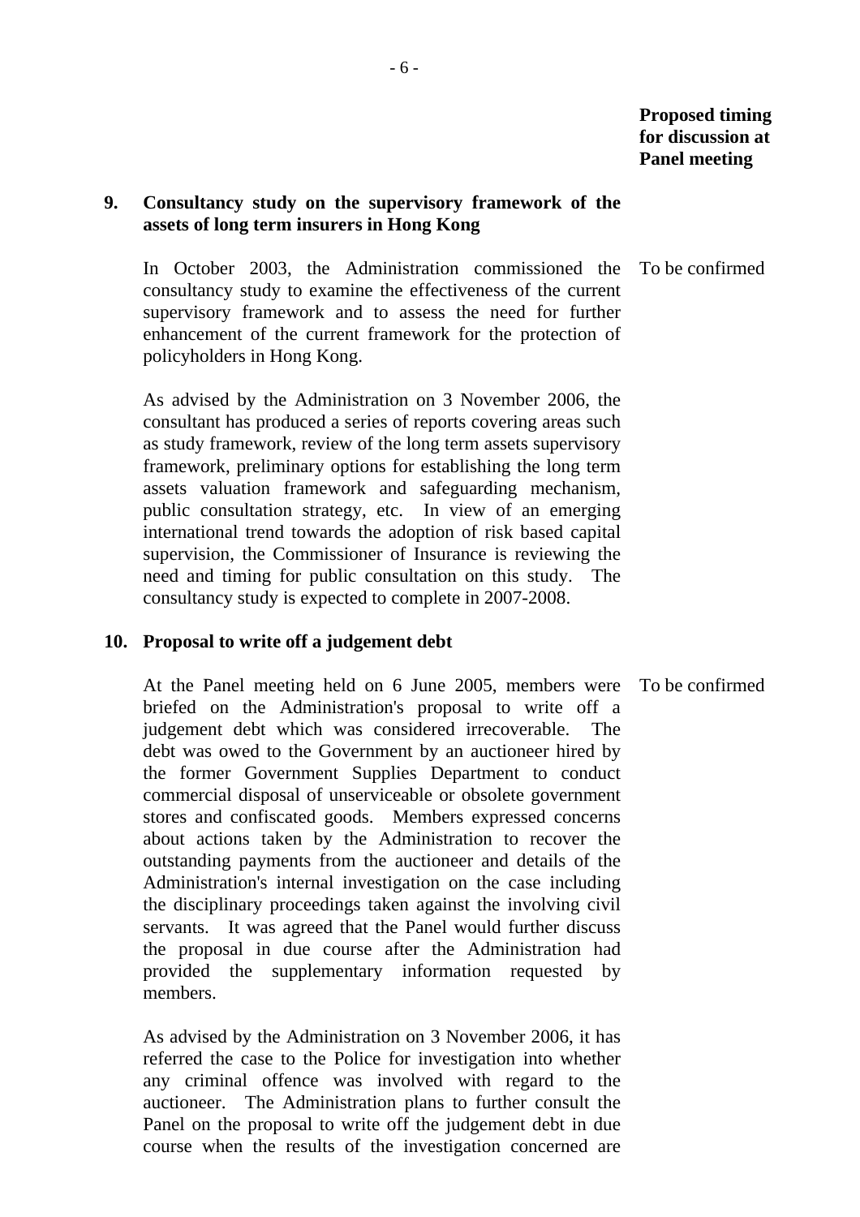**Proposed timing for discussion at Panel meeting**

**9. Consultancy study on the supervisory framework of the assets of long term insurers in Hong Kong**

In October 2003, the Administration commissioned the consultancy study to examine the effectiveness of the current supervisory framework and to assess the need for further enhancement of the current framework for the protection of policyholders in Hong Kong.

To be confirmed

As advised by the Administration on 3 November 2006, the consultant has produced a series of reports covering areas such as study framework, review of the long term assets supervisory framework, preliminary options for establishing the long term assets valuation framework and safeguarding mechanism, public consultation strategy, etc. In view of an emerging international trend towards the adoption of risk based capital supervision, the Commissioner of Insurance is reviewing the need and timing for public consultation on this study. The consultancy study is expected to complete in 2007-2008.

**10. Proposal to write off a judgement debt**

At the Panel meeting held on 6 June 2005, members were briefed on the Administration's proposal to write off a judgement debt which was considered irrecoverable. The debt was owed to the Government by an auctioneer hired by the former Government Supplies Department to conduct commercial disposal of unserviceable or obsolete government stores and confiscated goods. Members expressed concerns about actions taken by the Administration to recover the outstanding payments from the auctioneer and details of the Administration's internal investigation on the case including the disciplinary proceedings taken against the involving civil servants. It was agreed that the Panel would further discuss the proposal in due course after the Administration had provided the supplementary information requested by members.

To be confirmed

As advised by the Administration on 3 November 2006, it has referred the case to the Police for investigation into whether any criminal offence was involved with regard to the auctioneer. The Administration plans to further consult the Panel on the proposal to write off the judgement debt in due course when the results of the investigation concerned are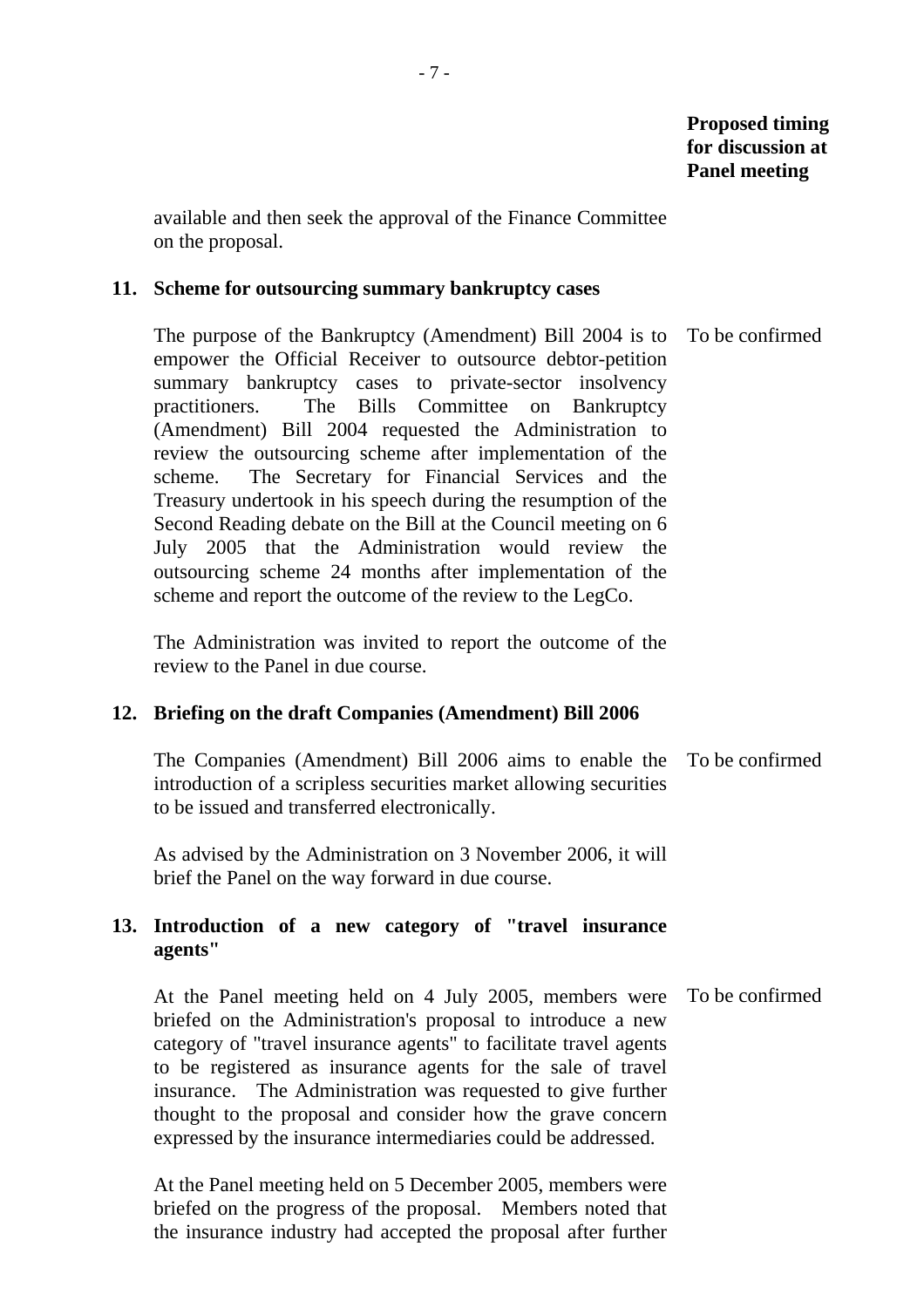**Proposed timing for discussion at Panel meeting**

available and then seek the approval of the Finance Committee on the proposal.

**11. Scheme for outsourcing summary bankruptcy cases**

The purpose of the Bankruptcy (Amendment) Bill 2004 is to empower the Official Receiver to outsource debtor-petition summary bankruptcy cases to private-sector insolvency practitioners. The Bills Committee on Bankruptcy (Amendment) Bill 2004 requested the Administration to review the outsourcing scheme after implementation of the scheme. The Secretary for Financial Services and the Treasury undertook in his speech during the resumption of the Second Reading debate on the Bill at the Council meeting on 6 July 2005 that the Administration would review the outsourcing scheme 24 months after implementation of the scheme and report the outcome of the review to the LegCo. — To be confirmed

The Administration was invited to report the outcome of the review to the Panel in due course.

**12. Briefing on the draft Companies (Amendment) Bill 2006**

The Companies (Amendment) Bill 2006 aims to enable the introduction of a scripless securities market allowing securities to be issued and transferred electronically. — To be confirmed

As advised by the Administration on 3 November 2006, it will brief the Panel on the way forward in due course.

**13. Introduction of a new category of "travel insurance agents"**

At the Panel meeting held on 4 July 2005, members were briefed on the Administration's proposal to introduce a new category of "travel insurance agents" to facilitate travel agents to be registered as insurance agents for the sale of travel insurance. The Administration was requested to give further thought to the proposal and consider how the grave concern expressed by the insurance intermediaries could be addressed. — To be confirmed

At the Panel meeting held on 5 December 2005, members were briefed on the progress of the proposal. Members noted that the insurance industry had accepted the proposal after further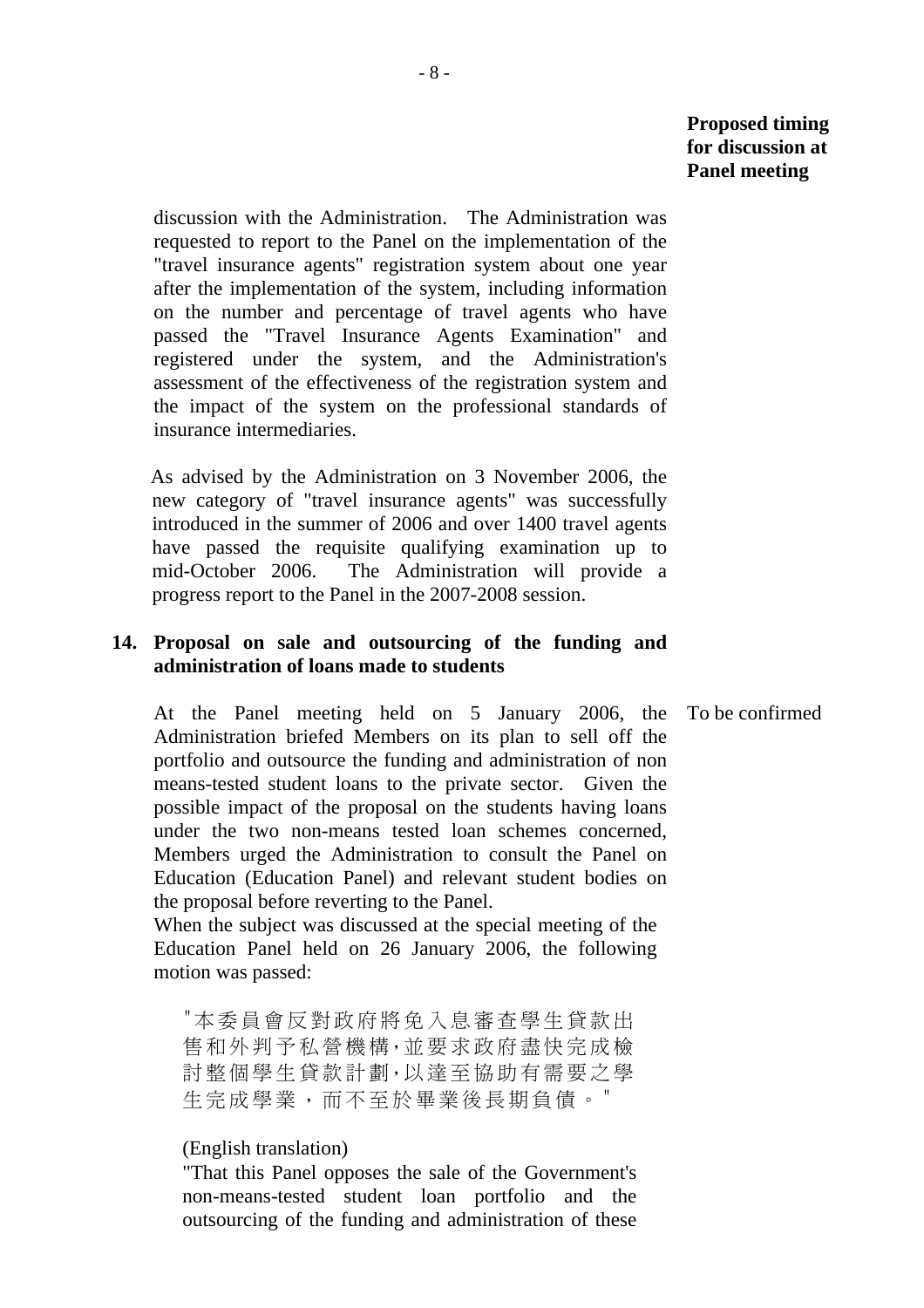**Proposed timing for discussion at Panel meeting**

discussion with the Administration. The Administration was requested to report to the Panel on the implementation of the "travel insurance agents" registration system about one year after the implementation of the system, including information on the number and percentage of travel agents who have passed the "Travel Insurance Agents Examination" and registered under the system, and the Administration's assessment of the effectiveness of the registration system and the impact of the system on the professional standards of insurance intermediaries.

As advised by the Administration on 3 November 2006, the new category of "travel insurance agents" was successfully introduced in the summer of 2006 and over 1400 travel agents have passed the requisite qualifying examination up to mid-October 2006. The Administration will provide a progress report to the Panel in the 2007-2008 session.

**14. Proposal on sale and outsourcing of the funding and administration of loans made to students**

At the Panel meeting held on 5 January 2006, the Administration briefed Members on its plan to sell off the portfolio and outsource the funding and administration of non means-tested student loans to the private sector. Given the possible impact of the proposal on the students having loans under the two non-means tested loan schemes concerned, Members urged the Administration to consult the Panel on Education (Education Panel) and relevant student bodies on the proposal before reverting to the Panel. — To be confirmed

When the subject was discussed at the special meeting of the Education Panel held on 26 January 2006, the following motion was passed:

"本委員會反對政府將免入息審查學生貸款出售和外判予私營機構，並要求政府盡快完成檢討整個學生貸款計劃，以達至協助有需要之學生完成學業，而不至於畢業後長期負債。"

(English translation)

"That this Panel opposes the sale of the Government's non-means-tested student loan portfolio and the outsourcing of the funding and administration of these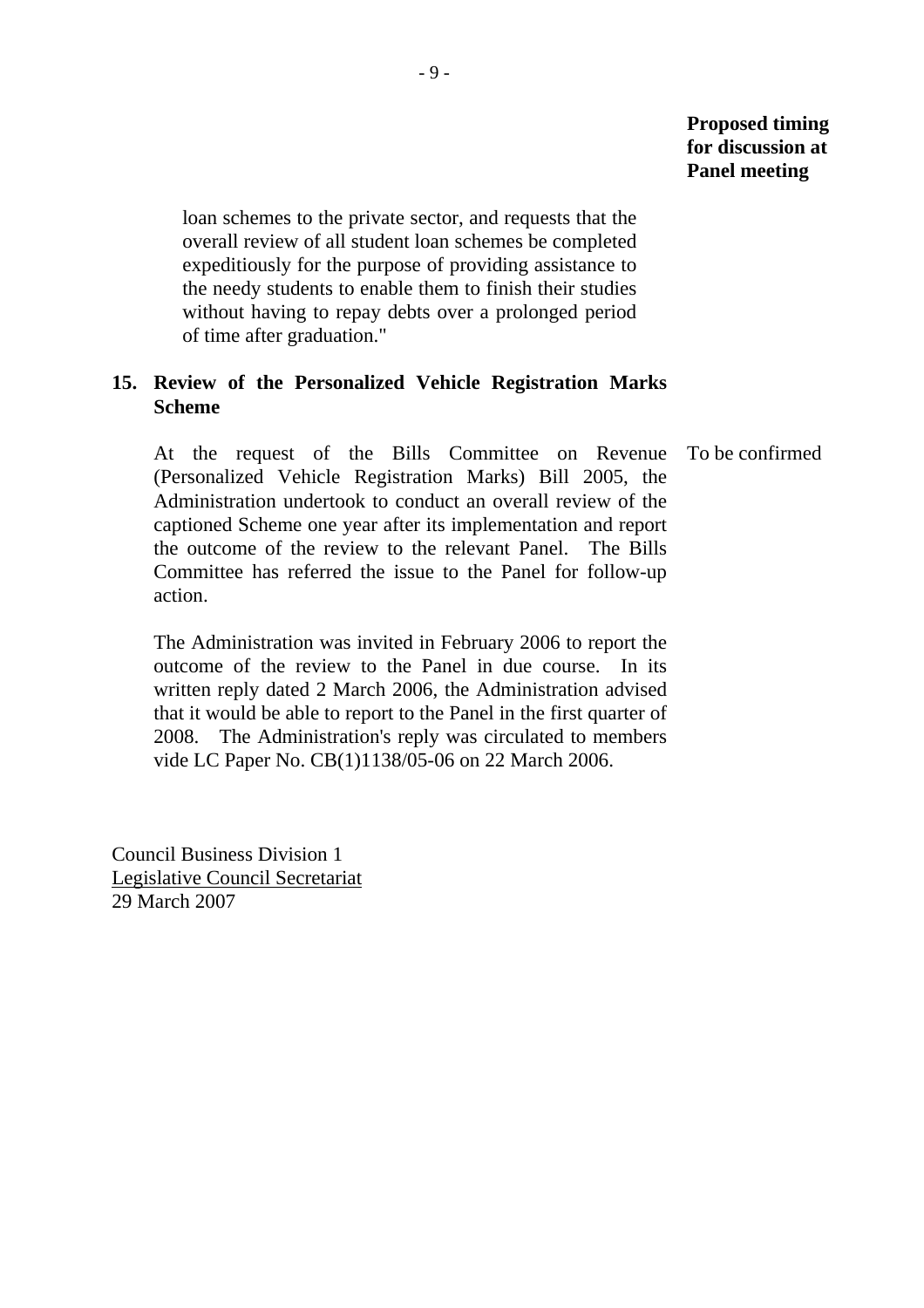**Proposed timing for discussion at Panel meeting**

loan schemes to the private sector, and requests that the overall review of all student loan schemes be completed expeditiously for the purpose of providing assistance to the needy students to enable them to finish their studies without having to repay debts over a prolonged period of time after graduation."

**15. Review of the Personalized Vehicle Registration Marks Scheme**

At the request of the Bills Committee on Revenue (Personalized Vehicle Registration Marks) Bill 2005, the Administration undertook to conduct an overall review of the captioned Scheme one year after its implementation and report the outcome of the review to the relevant Panel. The Bills Committee has referred the issue to the Panel for follow-up action. — To be confirmed

The Administration was invited in February 2006 to report the outcome of the review to the Panel in due course. In its written reply dated 2 March 2006, the Administration advised that it would be able to report to the Panel in the first quarter of 2008. The Administration's reply was circulated to members vide LC Paper No. CB(1)1138/05-06 on 22 March 2006.

Council Business Division 1
Legislative Council Secretariat
29 March 2007